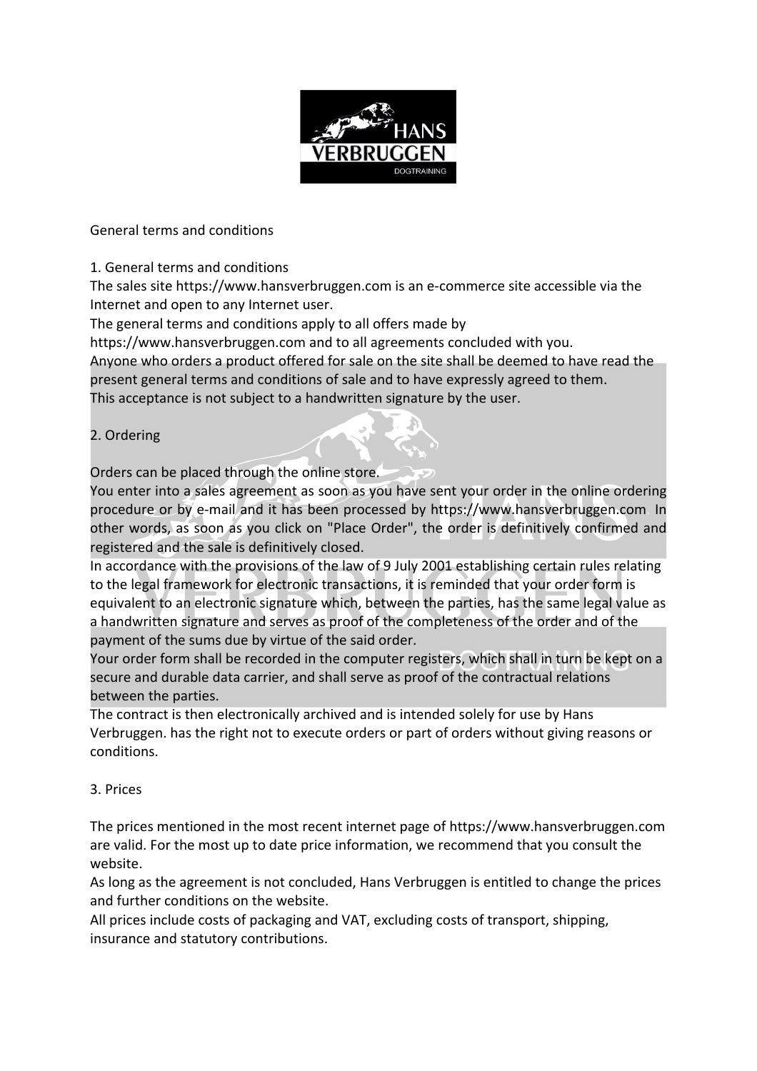# General terms and conditions

## 1. General terms and conditions

The sales site https://www.hansverbruggen.com is an e-commerce site accessible via the Internet and open to any Internet user.
The general terms and conditions apply to all offers made by https://www.hansverbruggen.com and to all agreements concluded with you.
Anyone who orders a product offered for sale on the site shall be deemed to have read the present general terms and conditions of sale and to have expressly agreed to them.
This acceptance is not subject to a handwritten signature by the user.

## 2. Ordering

Orders can be placed through the online store.
You enter into a sales agreement as soon as you have sent your order in the online ordering procedure or by e-mail and it has been processed by https://www.hansverbruggen.com In other words, as soon as you click on "Place Order", the order is definitively confirmed and registered and the sale is definitively closed.
In accordance with the provisions of the law of 9 July 2001 establishing certain rules relating to the legal framework for electronic transactions, it is reminded that your order form is equivalent to an electronic signature which, between the parties, has the same legal value as a handwritten signature and serves as proof of the completeness of the order and of the payment of the sums due by virtue of the said order.
Your order form shall be recorded in the computer registers, which shall in turn be kept on a secure and durable data carrier, and shall serve as proof of the contractual relations between the parties.
The contract is then electronically archived and is intended solely for use by Hans Verbruggen. has the right not to execute orders or part of orders without giving reasons or conditions.

## 3. Prices

The prices mentioned in the most recent internet page of https://www.hansverbruggen.com are valid. For the most up to date price information, we recommend that you consult the website.
As long as the agreement is not concluded, Hans Verbruggen is entitled to change the prices and further conditions on the website.
All prices include costs of packaging and VAT, excluding costs of transport, shipping, insurance and statutory contributions.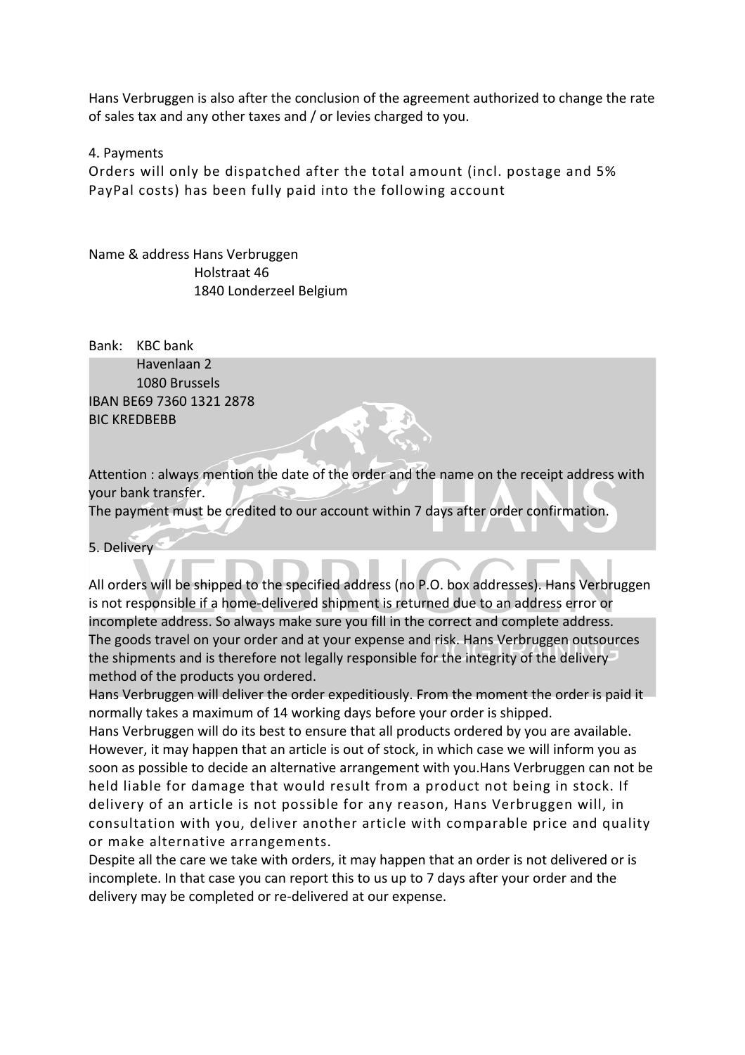Hans Verbruggen is also after the conclusion of the agreement authorized to change the rate of sales tax and any other taxes and / or levies charged to you.

## 4. Payments

Orders will only be dispatched after the total amount (incl. postage and 5% PayPal costs) has been fully paid into the following account

Name & address Hans Verbruggen
Holstraat 46
1840 Londerzeel Belgium

Bank: KBC bank
Havenlaan 2
1080 Brussels
IBAN BE69 7360 1321 2878
BIC KREDBEBB

Attention : always mention the date of the order and the name on the receipt address with your bank transfer.
The payment must be credited to our account within 7 days after order confirmation.

## 5. Delivery

All orders will be shipped to the specified address (no P.O. box addresses). Hans Verbruggen is not responsible if a home-delivered shipment is returned due to an address error or incomplete address. So always make sure you fill in the correct and complete address.
The goods travel on your order and at your expense and risk. Hans Verbruggen outsources the shipments and is therefore not legally responsible for the integrity of the delivery method of the products you ordered.
Hans Verbruggen will deliver the order expeditiously. From the moment the order is paid it normally takes a maximum of 14 working days before your order is shipped.
Hans Verbruggen will do its best to ensure that all products ordered by you are available. However, it may happen that an article is out of stock, in which case we will inform you as soon as possible to decide an alternative arrangement with you.Hans Verbruggen can not be held liable for damage that would result from a product not being in stock. If delivery of an article is not possible for any reason, Hans Verbruggen will, in consultation with you, deliver another article with comparable price and quality or make alternative arrangements.
Despite all the care we take with orders, it may happen that an order is not delivered or is incomplete. In that case you can report this to us up to 7 days after your order and the delivery may be completed or re-delivered at our expense.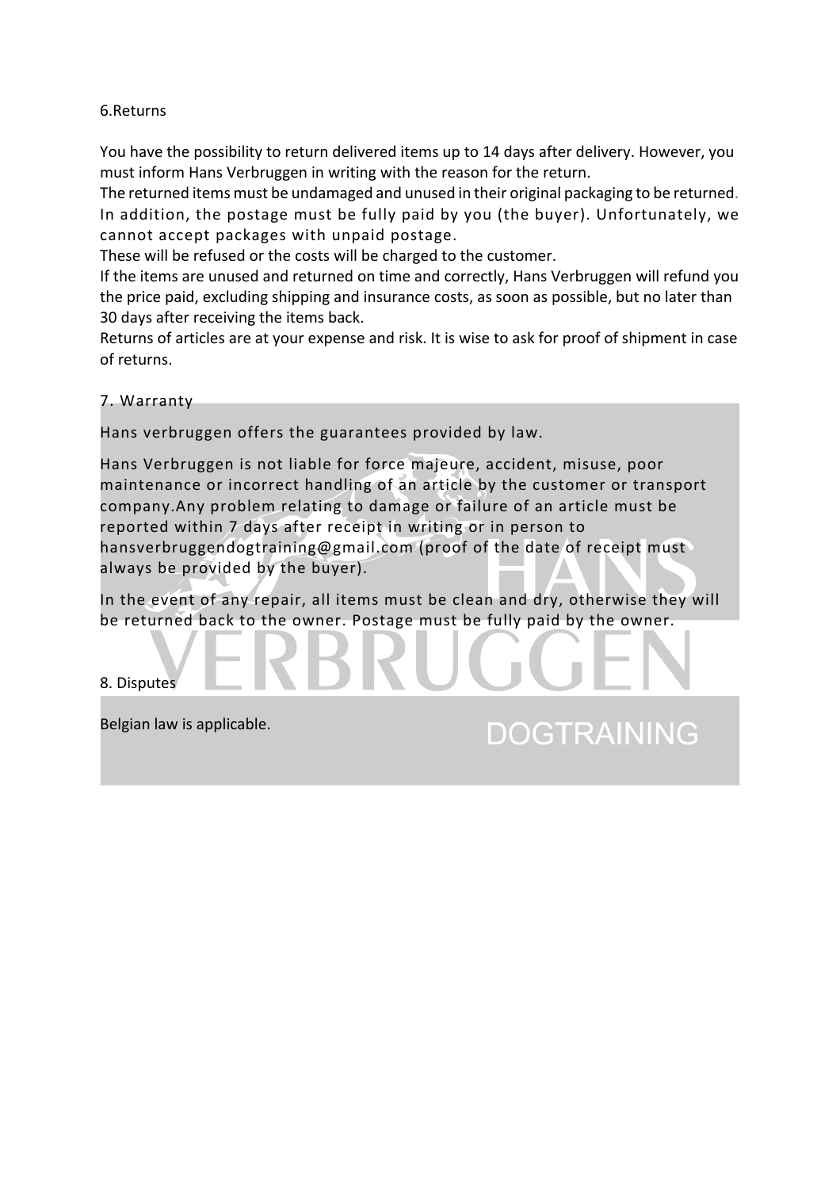## 6.Returns

You have the possibility to return delivered items up to 14 days after delivery. However, you must inform Hans Verbruggen in writing with the reason for the return.
The returned items must be undamaged and unused in their original packaging to be returned. In addition, the postage must be fully paid by you (the buyer). Unfortunately, we cannot accept packages with unpaid postage.
These will be refused or the costs will be charged to the customer.
If the items are unused and returned on time and correctly, Hans Verbruggen will refund you the price paid, excluding shipping and insurance costs, as soon as possible, but no later than 30 days after receiving the items back.
Returns of articles are at your expense and risk. It is wise to ask for proof of shipment in case of returns.

## 7. Warranty

Hans verbruggen offers the guarantees provided by law.

Hans Verbruggen is not liable for force majeure, accident, misuse, poor maintenance or incorrect handling of an article by the customer or transport company.Any problem relating to damage or failure of an article must be reported within 7 days after receipt in writing or in person to hansverbruggendogtraining@gmail.com (proof of the date of receipt must always be provided by the buyer).

In the event of any repair, all items must be clean and dry, otherwise they will be returned back to the owner. Postage must be fully paid by the owner.

## 8. Disputes

Belgian law is applicable.